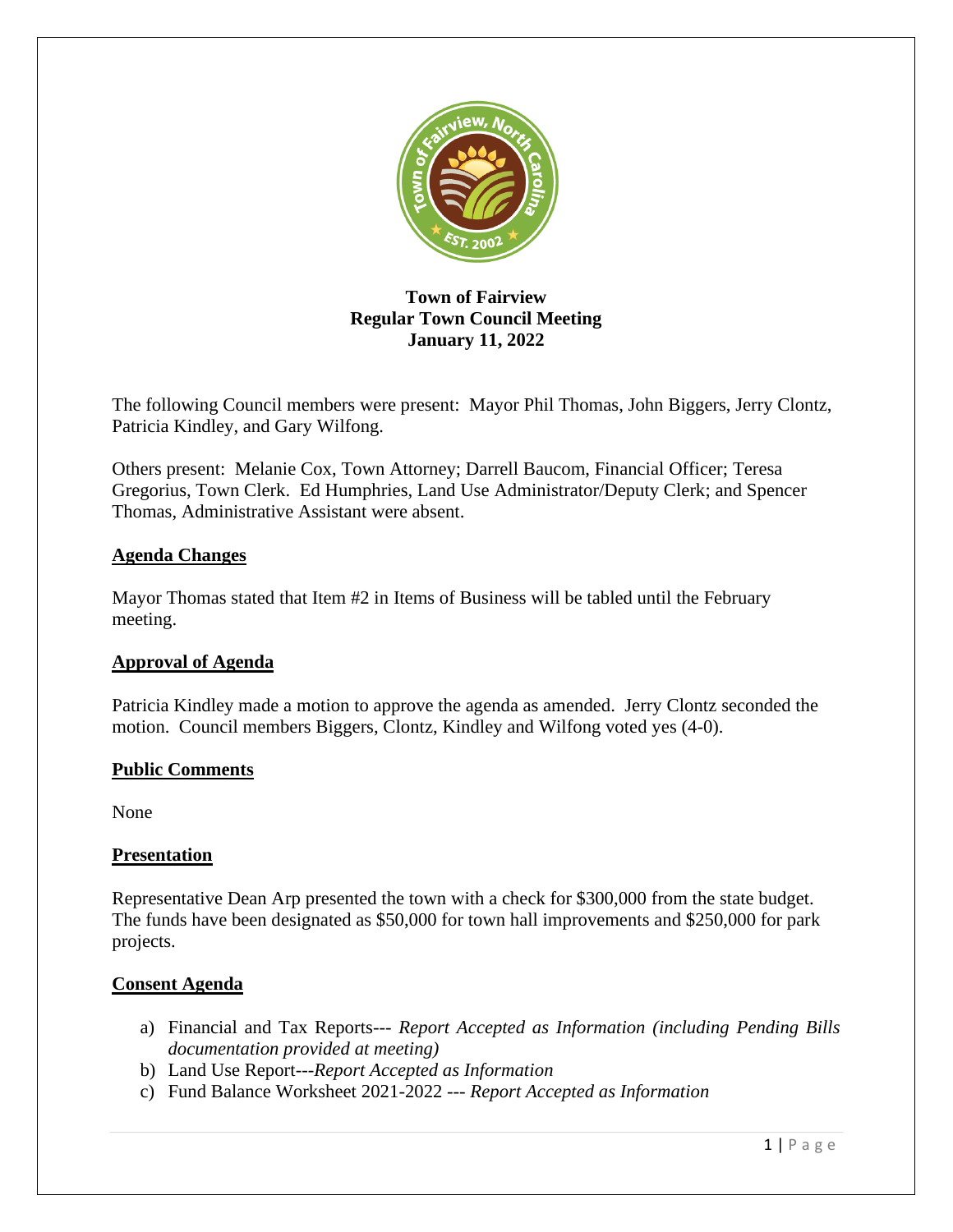**Town of Fairview**
**Regular Town Council Meeting**
**January 11, 2022**

The following Council members were present: Mayor Phil Thomas, John Biggers, Jerry Clontz, Patricia Kindley, and Gary Wilfong.

Others present: Melanie Cox, Town Attorney; Darrell Baucom, Financial Officer; Teresa Gregorius, Town Clerk. Ed Humphries, Land Use Administrator/Deputy Clerk; and Spencer Thomas, Administrative Assistant were absent.

## Agenda Changes

Mayor Thomas stated that Item #2 in Items of Business will be tabled until the February meeting.

## Approval of Agenda

Patricia Kindley made a motion to approve the agenda as amended. Jerry Clontz seconded the motion. Council members Biggers, Clontz, Kindley and Wilfong voted yes (4-0).

## Public Comments

None

## Presentation

Representative Dean Arp presented the town with a check for $300,000 from the state budget. The funds have been designated as $50,000 for town hall improvements and $250,000 for park projects.

## Consent Agenda

a) Financial and Tax Reports--- *Report Accepted as Information (including Pending Bills documentation provided at meeting)*
b) Land Use Report---*Report Accepted as Information*
c) Fund Balance Worksheet 2021-2022 --- *Report Accepted as Information*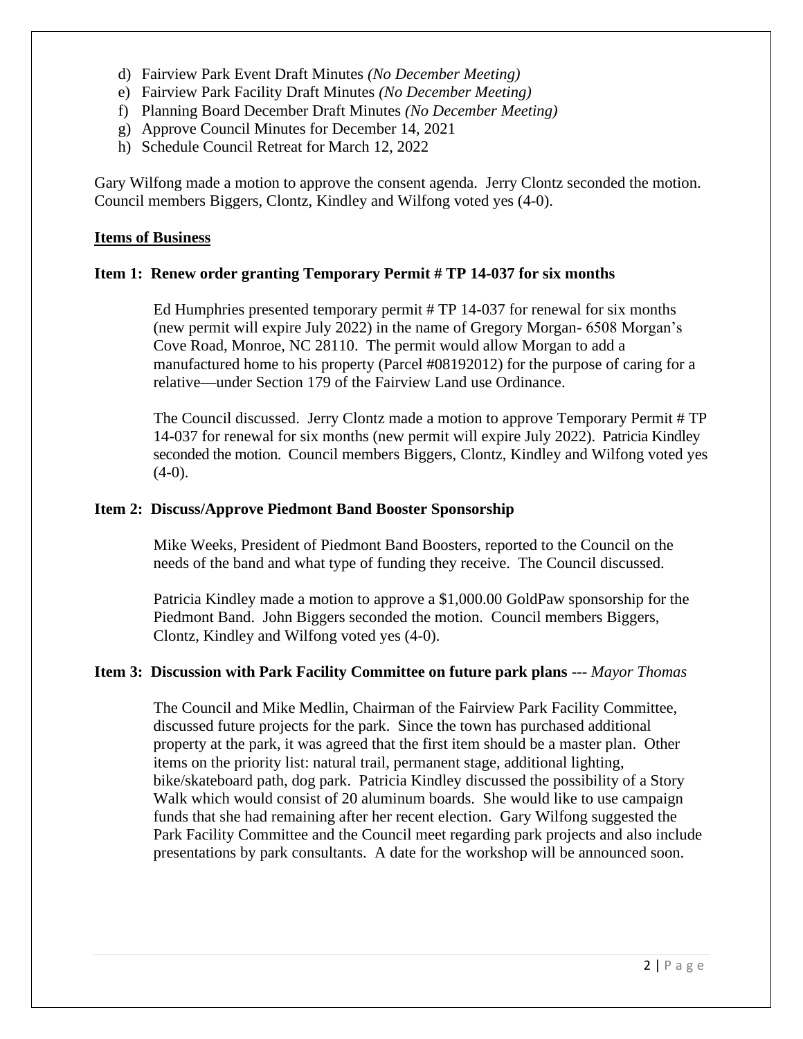d) Fairview Park Event Draft Minutes *(No December Meeting)*
e) Fairview Park Facility Draft Minutes *(No December Meeting)*
f) Planning Board December Draft Minutes *(No December Meeting)*
g) Approve Council Minutes for December 14, 2021
h) Schedule Council Retreat for March 12, 2022

Gary Wilfong made a motion to approve the consent agenda. Jerry Clontz seconded the motion. Council members Biggers, Clontz, Kindley and Wilfong voted yes (4-0).

**Items of Business**

**Item 1: Renew order granting Temporary Permit # TP 14-037 for six months**

Ed Humphries presented temporary permit # TP 14-037 for renewal for six months (new permit will expire July 2022) in the name of Gregory Morgan- 6508 Morgan's Cove Road, Monroe, NC 28110. The permit would allow Morgan to add a manufactured home to his property (Parcel #08192012) for the purpose of caring for a relative—under Section 179 of the Fairview Land use Ordinance.

The Council discussed. Jerry Clontz made a motion to approve Temporary Permit # TP 14-037 for renewal for six months (new permit will expire July 2022). Patricia Kindley seconded the motion. Council members Biggers, Clontz, Kindley and Wilfong voted yes (4-0).

**Item 2: Discuss/Approve Piedmont Band Booster Sponsorship**

Mike Weeks, President of Piedmont Band Boosters, reported to the Council on the needs of the band and what type of funding they receive. The Council discussed.

Patricia Kindley made a motion to approve a $1,000.00 GoldPaw sponsorship for the Piedmont Band. John Biggers seconded the motion. Council members Biggers, Clontz, Kindley and Wilfong voted yes (4-0).

**Item 3: Discussion with Park Facility Committee on future park plans ---** *Mayor Thomas*

The Council and Mike Medlin, Chairman of the Fairview Park Facility Committee, discussed future projects for the park. Since the town has purchased additional property at the park, it was agreed that the first item should be a master plan. Other items on the priority list: natural trail, permanent stage, additional lighting, bike/skateboard path, dog park. Patricia Kindley discussed the possibility of a Story Walk which would consist of 20 aluminum boards. She would like to use campaign funds that she had remaining after her recent election. Gary Wilfong suggested the Park Facility Committee and the Council meet regarding park projects and also include presentations by park consultants. A date for the workshop will be announced soon.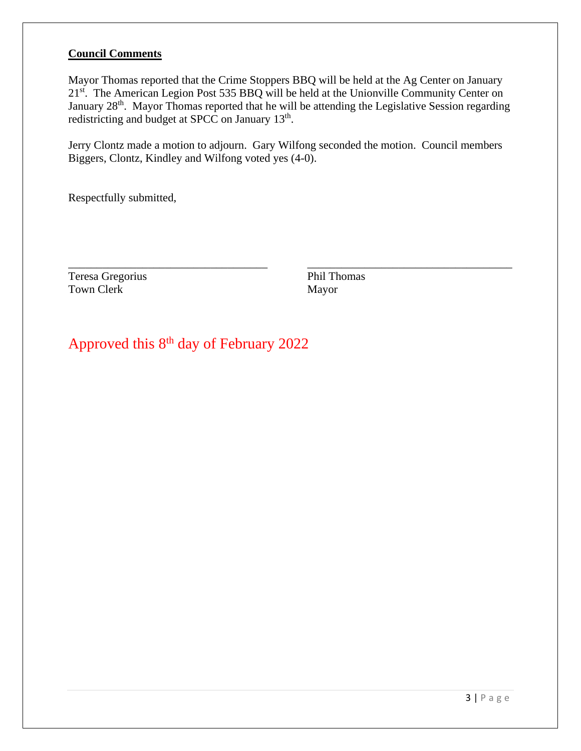**Council Comments**

Mayor Thomas reported that the Crime Stoppers BBQ will be held at the Ag Center on January 21st. The American Legion Post 535 BBQ will be held at the Unionville Community Center on January 28th. Mayor Thomas reported that he will be attending the Legislative Session regarding redistricting and budget at SPCC on January 13th.

Jerry Clontz made a motion to adjourn. Gary Wilfong seconded the motion. Council members Biggers, Clontz, Kindley and Wilfong voted yes (4-0).

Respectfully submitted,

\_\_\_\_\_\_\_\_\_\_\_\_\_\_\_\_\_\_\_\_\_\_\_\_\_\_\_\_\_\_\_\_\_\_\_\_
Teresa Gregorius
Town Clerk

\_\_\_\_\_\_\_\_\_\_\_\_\_\_\_\_\_\_\_\_\_\_\_\_\_\_\_\_\_\_\_\_\_\_\_\_
Phil Thomas
Mayor

Approved this 8th day of February 2022